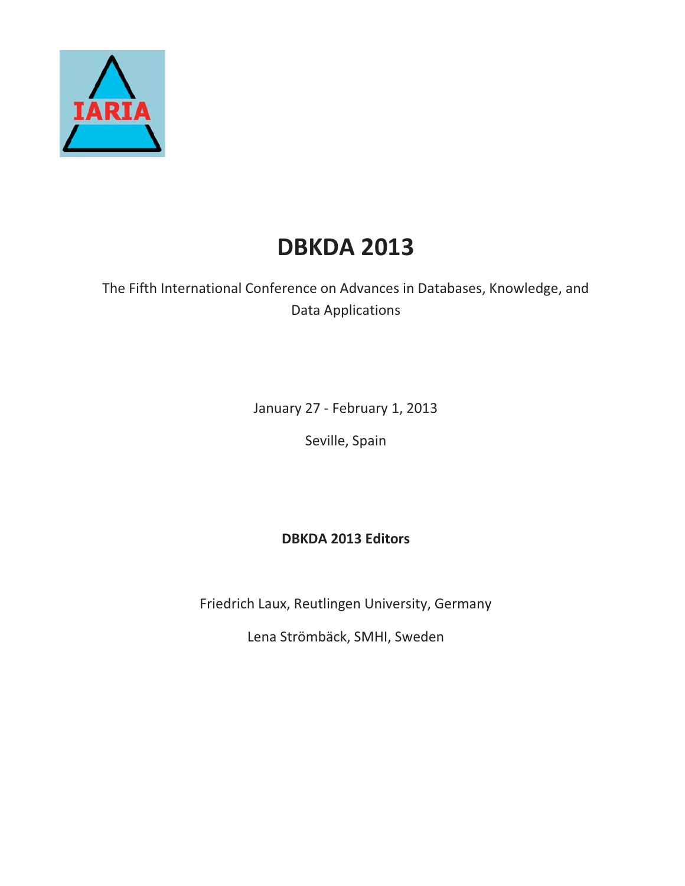# DBKDA 2013

The Fifth International Conference on Advances in Databases, Knowledge, and Data Applications

January 27 - February 1, 2013

Seville, Spain

**DBKDA 2013 Editors**

Friedrich Laux, Reutlingen University, Germany

Lena Strömbäck, SMHI, Sweden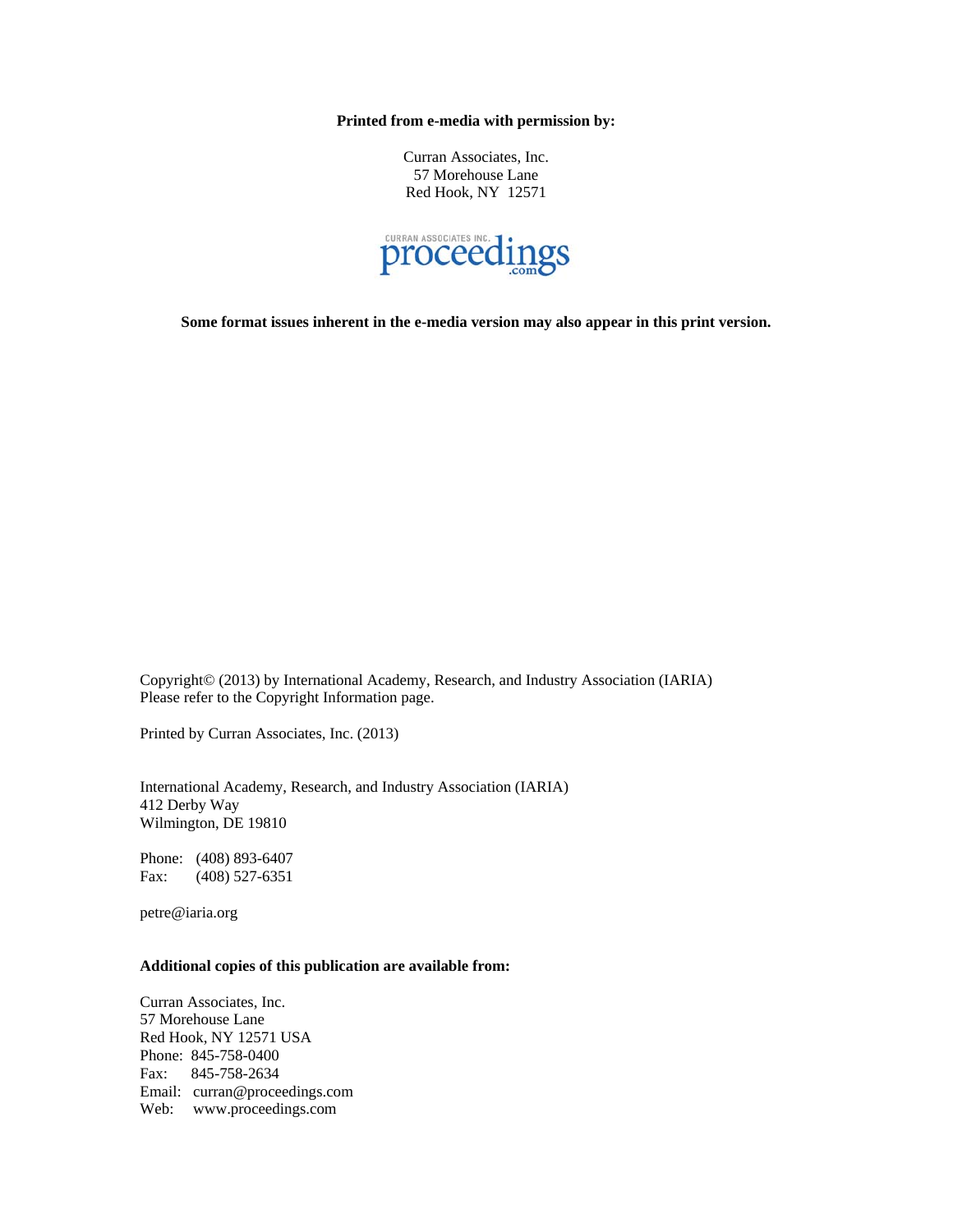**Printed from e-media with permission by:**

Curran Associates, Inc.
57 Morehouse Lane
Red Hook, NY 12571

CURRAN ASSOCIATES INC. proceedings .com

**Some format issues inherent in the e-media version may also appear in this print version.**

Copyright© (2013) by International Academy, Research, and Industry Association (IARIA)
Please refer to the Copyright Information page.

Printed by Curran Associates, Inc. (2013)

International Academy, Research, and Industry Association (IARIA)
412 Derby Way
Wilmington, DE 19810

Phone: (408) 893-6407
Fax: (408) 527-6351

petre@iaria.org

**Additional copies of this publication are available from:**

Curran Associates, Inc.
57 Morehouse Lane
Red Hook, NY 12571 USA
Phone: 845-758-0400
Fax: 845-758-2634
Email: curran@proceedings.com
Web: www.proceedings.com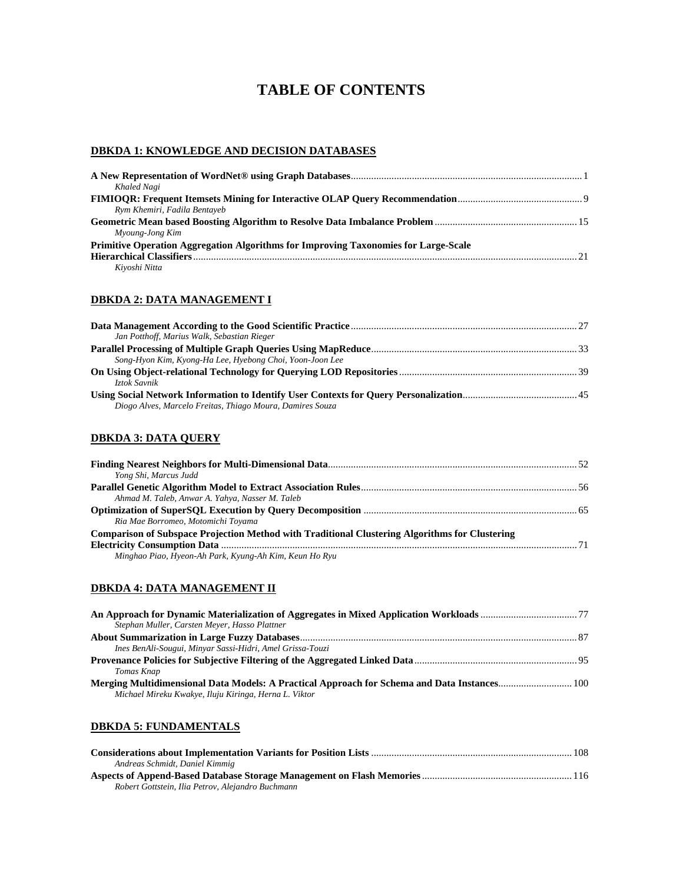# TABLE OF CONTENTS

## DBKDA 1: KNOWLEDGE AND DECISION DATABASES

**A New Representation of WordNet® using Graph Databases** ... 1
*Khaled Nagi*

**FIMIOQR: Frequent Itemsets Mining for Interactive OLAP Query Recommendation** ... 9
*Rym Khemiri, Fadila Bentayeb*

**Geometric Mean based Boosting Algorithm to Resolve Data Imbalance Problem** ... 15
*Myoung-Jong Kim*

**Primitive Operation Aggregation Algorithms for Improving Taxonomies for Large-Scale Hierarchical Classifiers** ... 21
*Kiyoshi Nitta*

## DBKDA 2: DATA MANAGEMENT I

**Data Management According to the Good Scientific Practice** ... 27
*Jan Potthoff, Marius Walk, Sebastian Rieger*

**Parallel Processing of Multiple Graph Queries Using MapReduce** ... 33
*Song-Hyon Kim, Kyong-Ha Lee, Hyebong Choi, Yoon-Joon Lee*

**On Using Object-relational Technology for Querying LOD Repositories** ... 39
*Iztok Savnik*

**Using Social Network Information to Identify User Contexts for Query Personalization** ... 45
*Diogo Alves, Marcelo Freitas, Thiago Moura, Damires Souza*

## DBKDA 3: DATA QUERY

**Finding Nearest Neighbors for Multi-Dimensional Data** ... 52
*Yong Shi, Marcus Judd*

**Parallel Genetic Algorithm Model to Extract Association Rules** ... 56
*Ahmad M. Taleb, Anwar A. Yahya, Nasser M. Taleb*

**Optimization of SuperSQL Execution by Query Decomposition** ... 65
*Ria Mae Borromeo, Motomichi Toyama*

**Comparison of Subspace Projection Method with Traditional Clustering Algorithms for Clustering Electricity Consumption Data** ... 71
*Minghao Piao, Hyeon-Ah Park, Kyung-Ah Kim, Keun Ho Ryu*

## DBKDA 4: DATA MANAGEMENT II

**An Approach for Dynamic Materialization of Aggregates in Mixed Application Workloads** ... 77
*Stephan Muller, Carsten Meyer, Hasso Plattner*

**About Summarization in Large Fuzzy Databases** ... 87
*Ines BenAli-Sougui, Minyar Sassi-Hidri, Amel Grissa-Touzi*

**Provenance Policies for Subjective Filtering of the Aggregated Linked Data** ... 95
*Tomas Knap*

**Merging Multidimensional Data Models: A Practical Approach for Schema and Data Instances** ... 100
*Michael Mireku Kwakye, Iluju Kiringa, Herna L. Viktor*

## DBKDA 5: FUNDAMENTALS

**Considerations about Implementation Variants for Position Lists** ... 108
*Andreas Schmidt, Daniel Kimmig*

**Aspects of Append-Based Database Storage Management on Flash Memories** ... 116
*Robert Gottstein, Ilia Petrov, Alejandro Buchmann*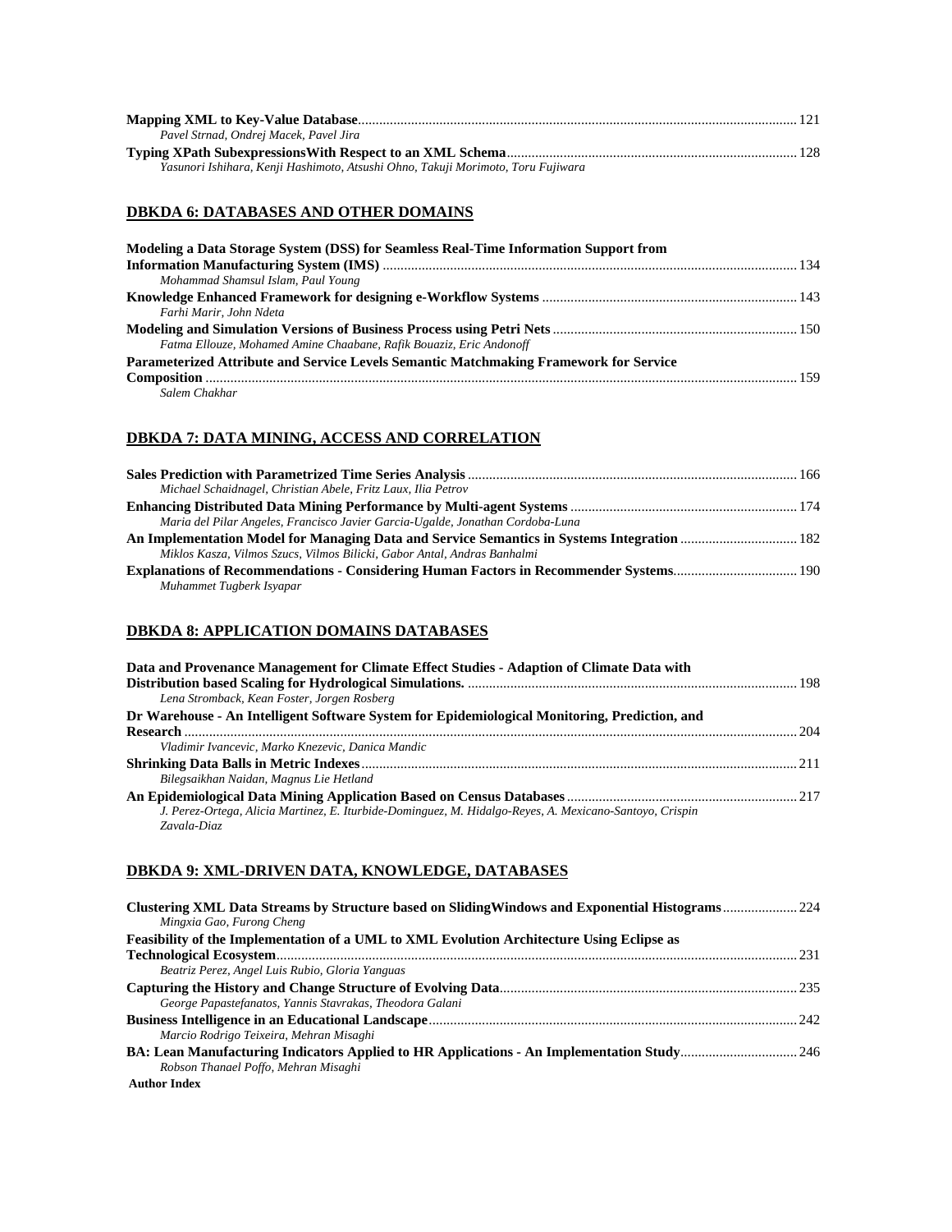**Mapping XML to Key-Value Database** ... 121
*Pavel Strnad, Ondrej Macek, Pavel Jira*

**Typing XPath SubexpressionsWith Respect to an XML Schema** ... 128
*Yasunori Ishihara, Kenji Hashimoto, Atsushi Ohno, Takuji Morimoto, Toru Fujiwara*

## DBKDA 6: DATABASES AND OTHER DOMAINS

**Modeling a Data Storage System (DSS) for Seamless Real-Time Information Support from Information Manufacturing System (IMS)** ... 134
*Mohammad Shamsul Islam, Paul Young*

**Knowledge Enhanced Framework for designing e-Workflow Systems** ... 143
*Farhi Marir, John Ndeta*

**Modeling and Simulation Versions of Business Process using Petri Nets** ... 150
*Fatma Ellouze, Mohamed Amine Chaabane, Rafik Bouaziz, Eric Andonoff*

**Parameterized Attribute and Service Levels Semantic Matchmaking Framework for Service Composition** ... 159
*Salem Chakhar*

## DBKDA 7: DATA MINING, ACCESS AND CORRELATION

**Sales Prediction with Parametrized Time Series Analysis** ... 166
*Michael Schaidnagel, Christian Abele, Fritz Laux, Ilia Petrov*

**Enhancing Distributed Data Mining Performance by Multi-agent Systems** ... 174
*Maria del Pilar Angeles, Francisco Javier Garcia-Ugalde, Jonathan Cordoba-Luna*

**An Implementation Model for Managing Data and Service Semantics in Systems Integration** ... 182
*Miklos Kasza, Vilmos Szucs, Vilmos Bilicki, Gabor Antal, Andras Banhalmi*

**Explanations of Recommendations - Considering Human Factors in Recommender Systems** ... 190
*Muhammet Tugberk Isyapar*

## DBKDA 8: APPLICATION DOMAINS DATABASES

**Data and Provenance Management for Climate Effect Studies - Adaption of Climate Data with Distribution based Scaling for Hydrological Simulations.** ... 198
*Lena Stromback, Kean Foster, Jorgen Rosberg*

**Dr Warehouse - An Intelligent Software System for Epidemiological Monitoring, Prediction, and Research** ... 204
*Vladimir Ivancevic, Marko Knezevic, Danica Mandic*

**Shrinking Data Balls in Metric Indexes** ... 211
*Bilegsaikhan Naidan, Magnus Lie Hetland*

**An Epidemiological Data Mining Application Based on Census Databases** ... 217
*J. Perez-Ortega, Alicia Martinez, E. Iturbide-Dominguez, M. Hidalgo-Reyes, A. Mexicano-Santoyo, Crispin Zavala-Diaz*

## DBKDA 9: XML-DRIVEN DATA, KNOWLEDGE, DATABASES

**Clustering XML Data Streams by Structure based on SlidingWindows and Exponential Histograms** ... 224
*Mingxia Gao, Furong Cheng*

**Feasibility of the Implementation of a UML to XML Evolution Architecture Using Eclipse as Technological Ecosystem** ... 231
*Beatriz Perez, Angel Luis Rubio, Gloria Yanguas*

**Capturing the History and Change Structure of Evolving Data** ... 235
*George Papastefanatos, Yannis Stavrakas, Theodora Galani*

**Business Intelligence in an Educational Landscape** ... 242
*Marcio Rodrigo Teixeira, Mehran Misaghi*

**BA: Lean Manufacturing Indicators Applied to HR Applications - An Implementation Study** ... 246
*Robson Thanael Poffo, Mehran Misaghi*

**Author Index**